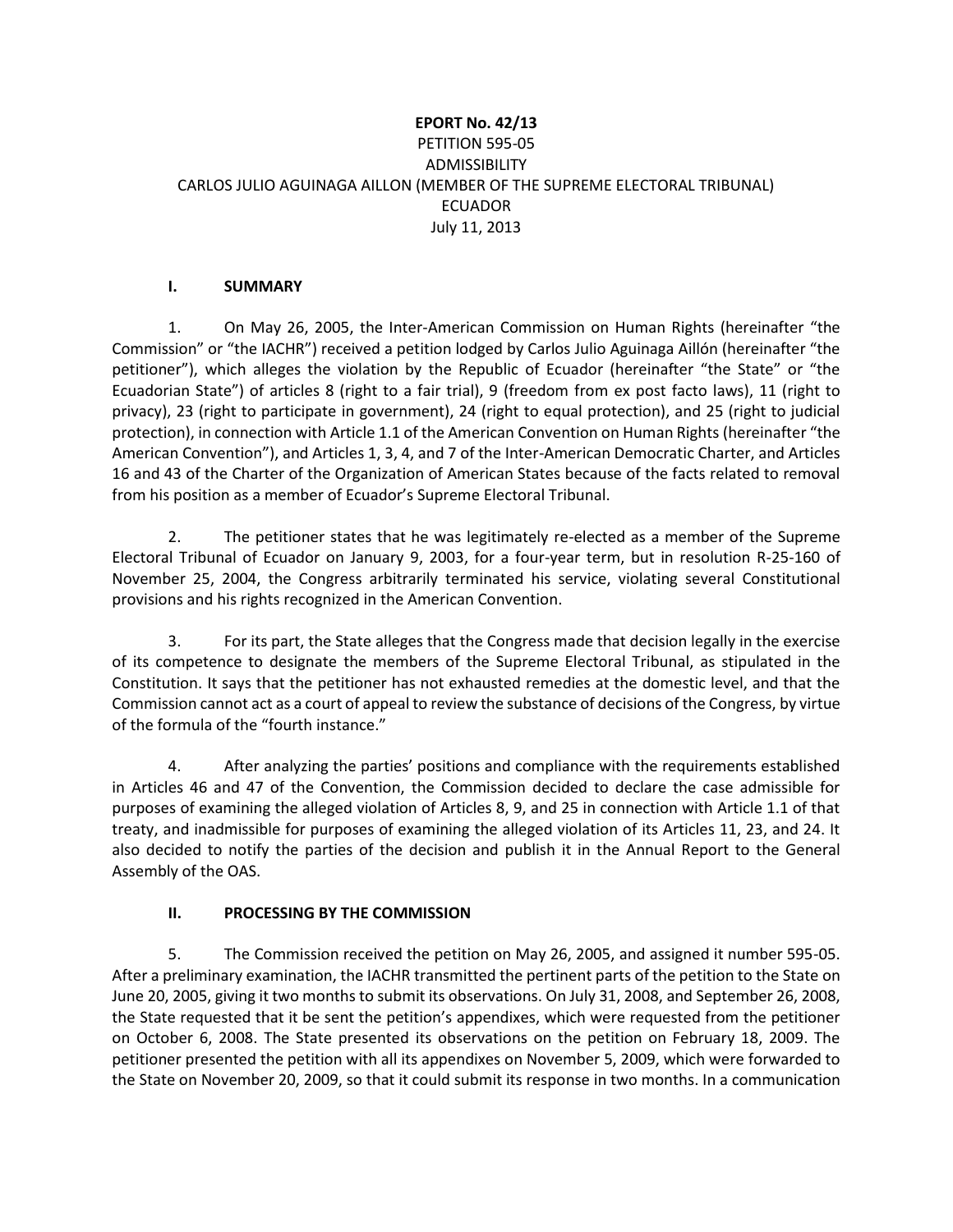**EPORT No. 42/13**
PETITION 595-05
ADMISSIBILITY
CARLOS JULIO AGUINAGA AILLON (MEMBER OF THE SUPREME ELECTORAL TRIBUNAL)
ECUADOR
July 11, 2013

## I. SUMMARY

1. On May 26, 2005, the Inter-American Commission on Human Rights (hereinafter "the Commission" or "the IACHR") received a petition lodged by Carlos Julio Aguinaga Aillón (hereinafter "the petitioner"), which alleges the violation by the Republic of Ecuador (hereinafter "the State" or "the Ecuadorian State") of articles 8 (right to a fair trial), 9 (freedom from ex post facto laws), 11 (right to privacy), 23 (right to participate in government), 24 (right to equal protection), and 25 (right to judicial protection), in connection with Article 1.1 of the American Convention on Human Rights (hereinafter "the American Convention"), and Articles 1, 3, 4, and 7 of the Inter-American Democratic Charter, and Articles 16 and 43 of the Charter of the Organization of American States because of the facts related to removal from his position as a member of Ecuador's Supreme Electoral Tribunal.

2. The petitioner states that he was legitimately re-elected as a member of the Supreme Electoral Tribunal of Ecuador on January 9, 2003, for a four-year term, but in resolution R-25-160 of November 25, 2004, the Congress arbitrarily terminated his service, violating several Constitutional provisions and his rights recognized in the American Convention.

3. For its part, the State alleges that the Congress made that decision legally in the exercise of its competence to designate the members of the Supreme Electoral Tribunal, as stipulated in the Constitution. It says that the petitioner has not exhausted remedies at the domestic level, and that the Commission cannot act as a court of appeal to review the substance of decisions of the Congress, by virtue of the formula of the "fourth instance."

4. After analyzing the parties' positions and compliance with the requirements established in Articles 46 and 47 of the Convention, the Commission decided to declare the case admissible for purposes of examining the alleged violation of Articles 8, 9, and 25 in connection with Article 1.1 of that treaty, and inadmissible for purposes of examining the alleged violation of its Articles 11, 23, and 24. It also decided to notify the parties of the decision and publish it in the Annual Report to the General Assembly of the OAS.

## II. PROCESSING BY THE COMMISSION

5. The Commission received the petition on May 26, 2005, and assigned it number 595-05. After a preliminary examination, the IACHR transmitted the pertinent parts of the petition to the State on June 20, 2005, giving it two months to submit its observations. On July 31, 2008, and September 26, 2008, the State requested that it be sent the petition's appendixes, which were requested from the petitioner on October 6, 2008. The State presented its observations on the petition on February 18, 2009. The petitioner presented the petition with all its appendixes on November 5, 2009, which were forwarded to the State on November 20, 2009, so that it could submit its response in two months. In a communication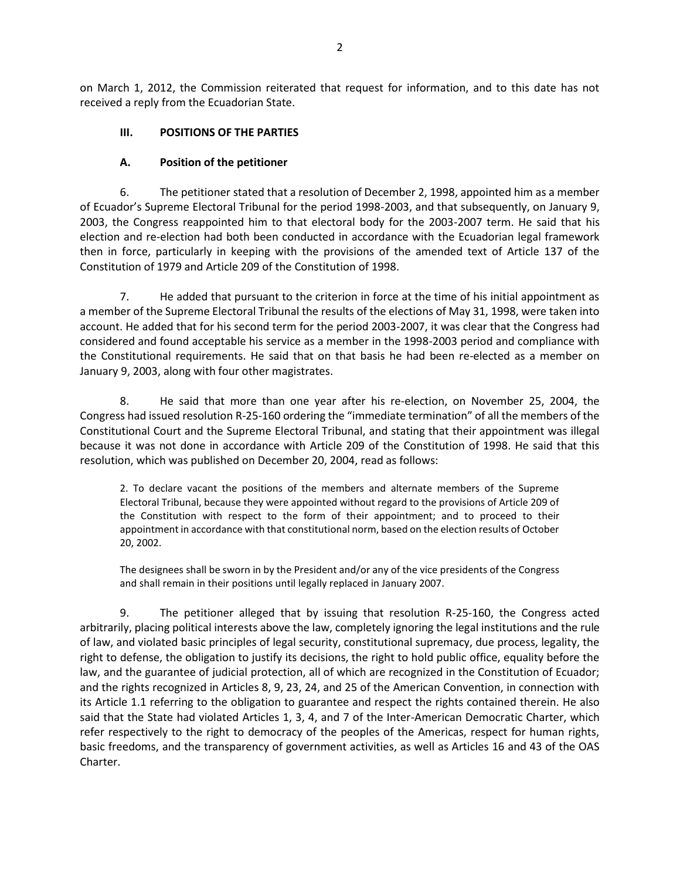on March 1, 2012, the Commission reiterated that request for information, and to this date has not received a reply from the Ecuadorian State.

## III. POSITIONS OF THE PARTIES

### A. Position of the petitioner

6. The petitioner stated that a resolution of December 2, 1998, appointed him as a member of Ecuador's Supreme Electoral Tribunal for the period 1998-2003, and that subsequently, on January 9, 2003, the Congress reappointed him to that electoral body for the 2003-2007 term. He said that his election and re-election had both been conducted in accordance with the Ecuadorian legal framework then in force, particularly in keeping with the provisions of the amended text of Article 137 of the Constitution of 1979 and Article 209 of the Constitution of 1998.

7. He added that pursuant to the criterion in force at the time of his initial appointment as a member of the Supreme Electoral Tribunal the results of the elections of May 31, 1998, were taken into account. He added that for his second term for the period 2003-2007, it was clear that the Congress had considered and found acceptable his service as a member in the 1998-2003 period and compliance with the Constitutional requirements. He said that on that basis he had been re-elected as a member on January 9, 2003, along with four other magistrates.

8. He said that more than one year after his re-election, on November 25, 2004, the Congress had issued resolution R-25-160 ordering the "immediate termination" of all the members of the Constitutional Court and the Supreme Electoral Tribunal, and stating that their appointment was illegal because it was not done in accordance with Article 209 of the Constitution of 1998. He said that this resolution, which was published on December 20, 2004, read as follows:

> 2. To declare vacant the positions of the members and alternate members of the Supreme Electoral Tribunal, because they were appointed without regard to the provisions of Article 209 of the Constitution with respect to the form of their appointment; and to proceed to their appointment in accordance with that constitutional norm, based on the election results of October 20, 2002.
>
> The designees shall be sworn in by the President and/or any of the vice presidents of the Congress and shall remain in their positions until legally replaced in January 2007.

9. The petitioner alleged that by issuing that resolution R-25-160, the Congress acted arbitrarily, placing political interests above the law, completely ignoring the legal institutions and the rule of law, and violated basic principles of legal security, constitutional supremacy, due process, legality, the right to defense, the obligation to justify its decisions, the right to hold public office, equality before the law, and the guarantee of judicial protection, all of which are recognized in the Constitution of Ecuador; and the rights recognized in Articles 8, 9, 23, 24, and 25 of the American Convention, in connection with its Article 1.1 referring to the obligation to guarantee and respect the rights contained therein. He also said that the State had violated Articles 1, 3, 4, and 7 of the Inter-American Democratic Charter, which refer respectively to the right to democracy of the peoples of the Americas, respect for human rights, basic freedoms, and the transparency of government activities, as well as Articles 16 and 43 of the OAS Charter.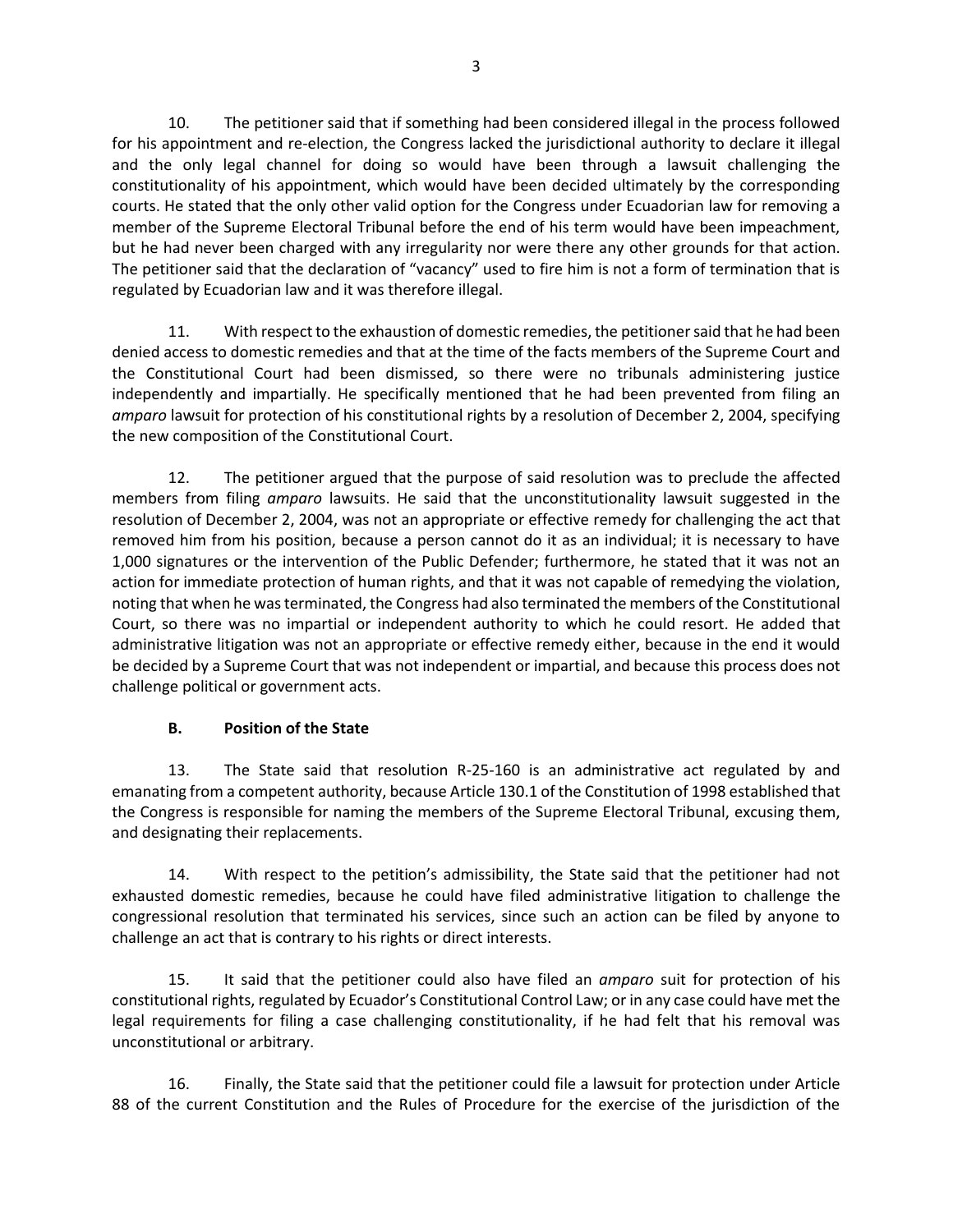10. The petitioner said that if something had been considered illegal in the process followed for his appointment and re-election, the Congress lacked the jurisdictional authority to declare it illegal and the only legal channel for doing so would have been through a lawsuit challenging the constitutionality of his appointment, which would have been decided ultimately by the corresponding courts. He stated that the only other valid option for the Congress under Ecuadorian law for removing a member of the Supreme Electoral Tribunal before the end of his term would have been impeachment, but he had never been charged with any irregularity nor were there any other grounds for that action. The petitioner said that the declaration of "vacancy" used to fire him is not a form of termination that is regulated by Ecuadorian law and it was therefore illegal.

11. With respect to the exhaustion of domestic remedies, the petitioner said that he had been denied access to domestic remedies and that at the time of the facts members of the Supreme Court and the Constitutional Court had been dismissed, so there were no tribunals administering justice independently and impartially. He specifically mentioned that he had been prevented from filing an *amparo* lawsuit for protection of his constitutional rights by a resolution of December 2, 2004, specifying the new composition of the Constitutional Court.

12. The petitioner argued that the purpose of said resolution was to preclude the affected members from filing *amparo* lawsuits. He said that the unconstitutionality lawsuit suggested in the resolution of December 2, 2004, was not an appropriate or effective remedy for challenging the act that removed him from his position, because a person cannot do it as an individual; it is necessary to have 1,000 signatures or the intervention of the Public Defender; furthermore, he stated that it was not an action for immediate protection of human rights, and that it was not capable of remedying the violation, noting that when he was terminated, the Congress had also terminated the members of the Constitutional Court, so there was no impartial or independent authority to which he could resort. He added that administrative litigation was not an appropriate or effective remedy either, because in the end it would be decided by a Supreme Court that was not independent or impartial, and because this process does not challenge political or government acts.

### B. Position of the State

13. The State said that resolution R-25-160 is an administrative act regulated by and emanating from a competent authority, because Article 130.1 of the Constitution of 1998 established that the Congress is responsible for naming the members of the Supreme Electoral Tribunal, excusing them, and designating their replacements.

14. With respect to the petition's admissibility, the State said that the petitioner had not exhausted domestic remedies, because he could have filed administrative litigation to challenge the congressional resolution that terminated his services, since such an action can be filed by anyone to challenge an act that is contrary to his rights or direct interests.

15. It said that the petitioner could also have filed an *amparo* suit for protection of his constitutional rights, regulated by Ecuador's Constitutional Control Law; or in any case could have met the legal requirements for filing a case challenging constitutionality, if he had felt that his removal was unconstitutional or arbitrary.

16. Finally, the State said that the petitioner could file a lawsuit for protection under Article 88 of the current Constitution and the Rules of Procedure for the exercise of the jurisdiction of the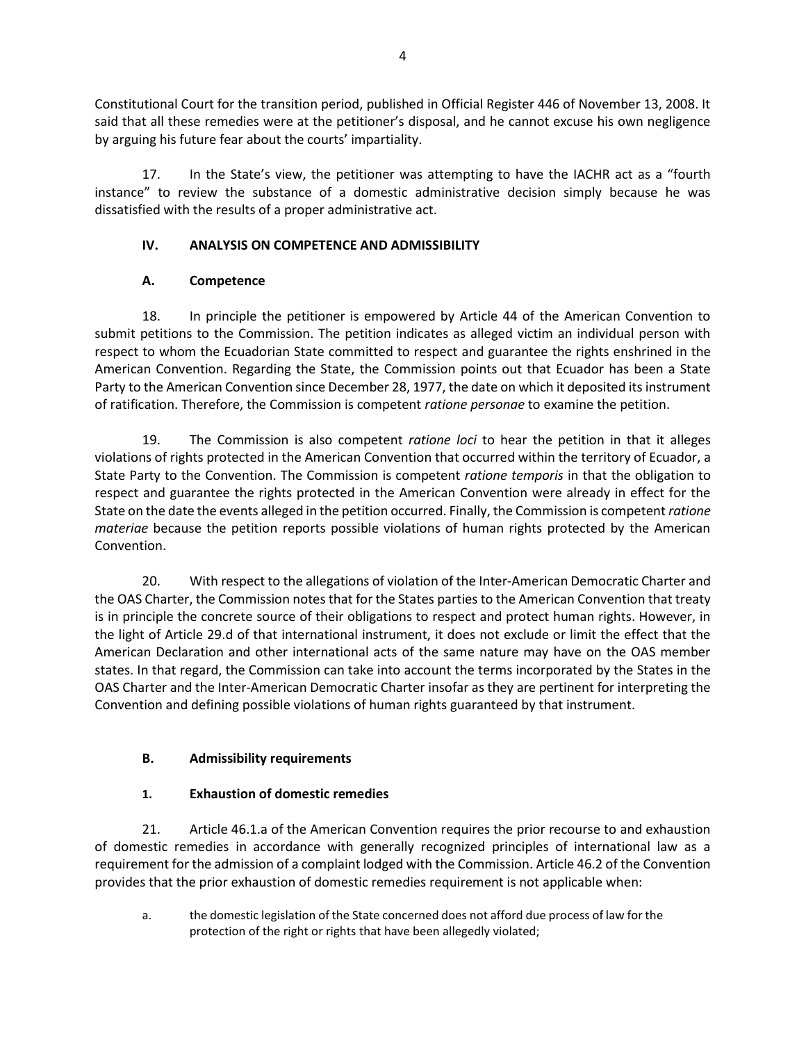Constitutional Court for the transition period, published in Official Register 446 of November 13, 2008. It said that all these remedies were at the petitioner's disposal, and he cannot excuse his own negligence by arguing his future fear about the courts' impartiality.

17. In the State's view, the petitioner was attempting to have the IACHR act as a "fourth instance" to review the substance of a domestic administrative decision simply because he was dissatisfied with the results of a proper administrative act.

## IV. ANALYSIS ON COMPETENCE AND ADMISSIBILITY

### A. Competence

18. In principle the petitioner is empowered by Article 44 of the American Convention to submit petitions to the Commission. The petition indicates as alleged victim an individual person with respect to whom the Ecuadorian State committed to respect and guarantee the rights enshrined in the American Convention. Regarding the State, the Commission points out that Ecuador has been a State Party to the American Convention since December 28, 1977, the date on which it deposited its instrument of ratification. Therefore, the Commission is competent *ratione personae* to examine the petition.

19. The Commission is also competent *ratione loci* to hear the petition in that it alleges violations of rights protected in the American Convention that occurred within the territory of Ecuador, a State Party to the Convention. The Commission is competent *ratione temporis* in that the obligation to respect and guarantee the rights protected in the American Convention were already in effect for the State on the date the events alleged in the petition occurred. Finally, the Commission is competent *ratione materiae* because the petition reports possible violations of human rights protected by the American Convention.

20. With respect to the allegations of violation of the Inter-American Democratic Charter and the OAS Charter, the Commission notes that for the States parties to the American Convention that treaty is in principle the concrete source of their obligations to respect and protect human rights. However, in the light of Article 29.d of that international instrument, it does not exclude or limit the effect that the American Declaration and other international acts of the same nature may have on the OAS member states. In that regard, the Commission can take into account the terms incorporated by the States in the OAS Charter and the Inter-American Democratic Charter insofar as they are pertinent for interpreting the Convention and defining possible violations of human rights guaranteed by that instrument.

### B. Admissibility requirements

#### 1. Exhaustion of domestic remedies

21. Article 46.1.a of the American Convention requires the prior recourse to and exhaustion of domestic remedies in accordance with generally recognized principles of international law as a requirement for the admission of a complaint lodged with the Commission. Article 46.2 of the Convention provides that the prior exhaustion of domestic remedies requirement is not applicable when:

a. the domestic legislation of the State concerned does not afford due process of law for the protection of the right or rights that have been allegedly violated;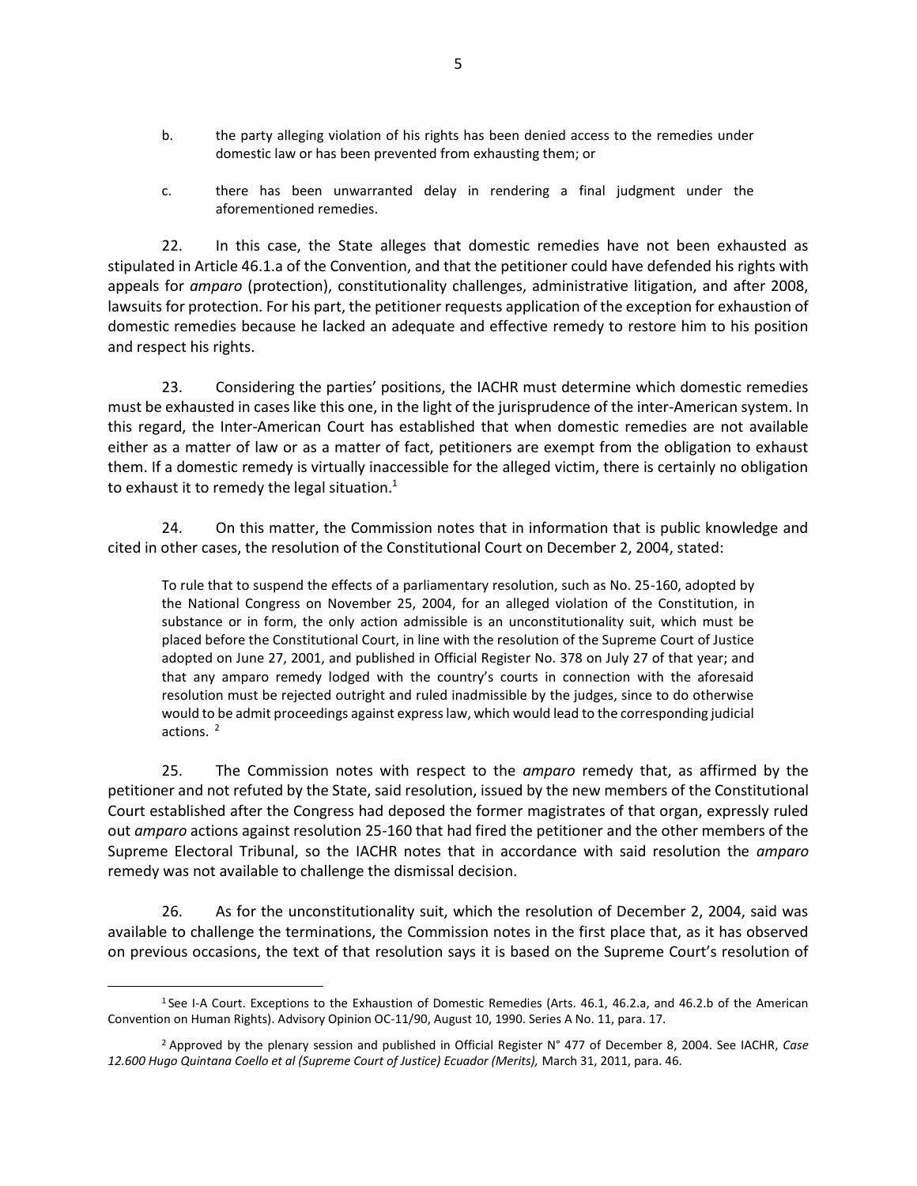b. the party alleging violation of his rights has been denied access to the remedies under domestic law or has been prevented from exhausting them; or

c. there has been unwarranted delay in rendering a final judgment under the aforementioned remedies.

22. In this case, the State alleges that domestic remedies have not been exhausted as stipulated in Article 46.1.a of the Convention, and that the petitioner could have defended his rights with appeals for *amparo* (protection), constitutionality challenges, administrative litigation, and after 2008, lawsuits for protection. For his part, the petitioner requests application of the exception for exhaustion of domestic remedies because he lacked an adequate and effective remedy to restore him to his position and respect his rights.

23. Considering the parties' positions, the IACHR must determine which domestic remedies must be exhausted in cases like this one, in the light of the jurisprudence of the inter-American system. In this regard, the Inter-American Court has established that when domestic remedies are not available either as a matter of law or as a matter of fact, petitioners are exempt from the obligation to exhaust them. If a domestic remedy is virtually inaccessible for the alleged victim, there is certainly no obligation to exhaust it to remedy the legal situation.[1]

24. On this matter, the Commission notes that in information that is public knowledge and cited in other cases, the resolution of the Constitutional Court on December 2, 2004, stated:

> To rule that to suspend the effects of a parliamentary resolution, such as No. 25-160, adopted by the National Congress on November 25, 2004, for an alleged violation of the Constitution, in substance or in form, the only action admissible is an unconstitutionality suit, which must be placed before the Constitutional Court, in line with the resolution of the Supreme Court of Justice adopted on June 27, 2001, and published in Official Register No. 378 on July 27 of that year; and that any amparo remedy lodged with the country's courts in connection with the aforesaid resolution must be rejected outright and ruled inadmissible by the judges, since to do otherwise would to be admit proceedings against express law, which would lead to the corresponding judicial actions. [2]

25. The Commission notes with respect to the *amparo* remedy that, as affirmed by the petitioner and not refuted by the State, said resolution, issued by the new members of the Constitutional Court established after the Congress had deposed the former magistrates of that organ, expressly ruled out *amparo* actions against resolution 25-160 that had fired the petitioner and the other members of the Supreme Electoral Tribunal, so the IACHR notes that in accordance with said resolution the *amparo* remedy was not available to challenge the dismissal decision.

26. As for the unconstitutionality suit, which the resolution of December 2, 2004, said was available to challenge the terminations, the Commission notes in the first place that, as it has observed on previous occasions, the text of that resolution says it is based on the Supreme Court's resolution of

---

[1] See I-A Court. Exceptions to the Exhaustion of Domestic Remedies (Arts. 46.1, 46.2.a, and 46.2.b of the American Convention on Human Rights). Advisory Opinion OC-11/90, August 10, 1990. Series A No. 11, para. 17.

[2] Approved by the plenary session and published in Official Register N° 477 of December 8, 2004. See IACHR, *Case 12.600 Hugo Quintana Coello et al (Supreme Court of Justice) Ecuador (Merits),* March 31, 2011, para. 46.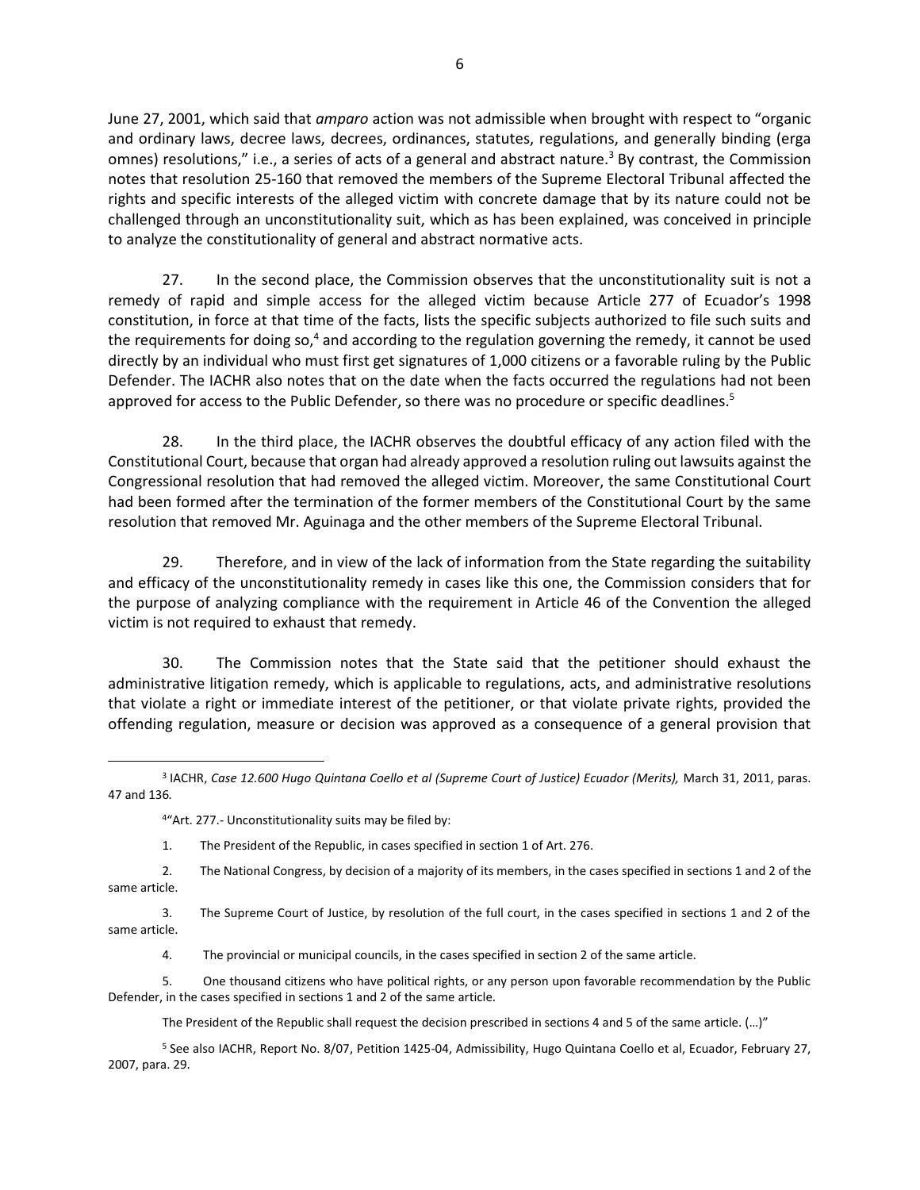June 27, 2001, which said that *amparo* action was not admissible when brought with respect to "organic and ordinary laws, decree laws, decrees, ordinances, statutes, regulations, and generally binding (erga omnes) resolutions," i.e., a series of acts of a general and abstract nature.[3] By contrast, the Commission notes that resolution 25-160 that removed the members of the Supreme Electoral Tribunal affected the rights and specific interests of the alleged victim with concrete damage that by its nature could not be challenged through an unconstitutionality suit, which as has been explained, was conceived in principle to analyze the constitutionality of general and abstract normative acts.

27. In the second place, the Commission observes that the unconstitutionality suit is not a remedy of rapid and simple access for the alleged victim because Article 277 of Ecuador's 1998 constitution, in force at that time of the facts, lists the specific subjects authorized to file such suits and the requirements for doing so,[4] and according to the regulation governing the remedy, it cannot be used directly by an individual who must first get signatures of 1,000 citizens or a favorable ruling by the Public Defender. The IACHR also notes that on the date when the facts occurred the regulations had not been approved for access to the Public Defender, so there was no procedure or specific deadlines.[5]

28. In the third place, the IACHR observes the doubtful efficacy of any action filed with the Constitutional Court, because that organ had already approved a resolution ruling out lawsuits against the Congressional resolution that had removed the alleged victim. Moreover, the same Constitutional Court had been formed after the termination of the former members of the Constitutional Court by the same resolution that removed Mr. Aguinaga and the other members of the Supreme Electoral Tribunal.

29. Therefore, and in view of the lack of information from the State regarding the suitability and efficacy of the unconstitutionality remedy in cases like this one, the Commission considers that for the purpose of analyzing compliance with the requirement in Article 46 of the Convention the alleged victim is not required to exhaust that remedy.

30. The Commission notes that the State said that the petitioner should exhaust the administrative litigation remedy, which is applicable to regulations, acts, and administrative resolutions that violate a right or immediate interest of the petitioner, or that violate private rights, provided the offending regulation, measure or decision was approved as a consequence of a general provision that

---

[3] IACHR, *Case 12.600 Hugo Quintana Coello et al (Supreme Court of Justice) Ecuador (Merits),* March 31, 2011, paras. 47 and 136*.*

[4] "Art. 277.- Unconstitutionality suits may be filed by:

1. The President of the Republic, in cases specified in section 1 of Art. 276.
2. The National Congress, by decision of a majority of its members, in the cases specified in sections 1 and 2 of the same article.
3. The Supreme Court of Justice, by resolution of the full court, in the cases specified in sections 1 and 2 of the same article.
4. The provincial or municipal councils, in the cases specified in section 2 of the same article.
5. One thousand citizens who have political rights, or any person upon favorable recommendation by the Public Defender, in the cases specified in sections 1 and 2 of the same article.

The President of the Republic shall request the decision prescribed in sections 4 and 5 of the same article. (…)"

[5] See also IACHR, Report No. 8/07, Petition 1425-04, Admissibility, Hugo Quintana Coello et al, Ecuador, February 27, 2007, para. 29.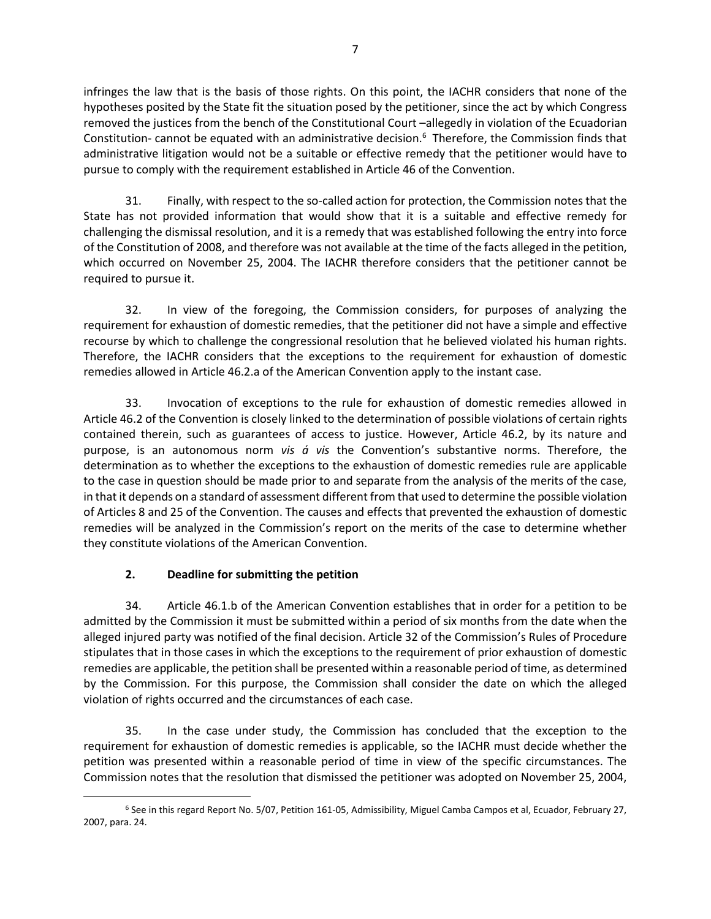infringes the law that is the basis of those rights. On this point, the IACHR considers that none of the hypotheses posited by the State fit the situation posed by the petitioner, since the act by which Congress removed the justices from the bench of the Constitutional Court –allegedly in violation of the Ecuadorian Constitution- cannot be equated with an administrative decision.[6] Therefore, the Commission finds that administrative litigation would not be a suitable or effective remedy that the petitioner would have to pursue to comply with the requirement established in Article 46 of the Convention.

31. Finally, with respect to the so-called action for protection, the Commission notes that the State has not provided information that would show that it is a suitable and effective remedy for challenging the dismissal resolution, and it is a remedy that was established following the entry into force of the Constitution of 2008, and therefore was not available at the time of the facts alleged in the petition, which occurred on November 25, 2004. The IACHR therefore considers that the petitioner cannot be required to pursue it.

32. In view of the foregoing, the Commission considers, for purposes of analyzing the requirement for exhaustion of domestic remedies, that the petitioner did not have a simple and effective recourse by which to challenge the congressional resolution that he believed violated his human rights. Therefore, the IACHR considers that the exceptions to the requirement for exhaustion of domestic remedies allowed in Article 46.2.a of the American Convention apply to the instant case.

33. Invocation of exceptions to the rule for exhaustion of domestic remedies allowed in Article 46.2 of the Convention is closely linked to the determination of possible violations of certain rights contained therein, such as guarantees of access to justice. However, Article 46.2, by its nature and purpose, is an autonomous norm *vis á vis* the Convention's substantive norms. Therefore, the determination as to whether the exceptions to the exhaustion of domestic remedies rule are applicable to the case in question should be made prior to and separate from the analysis of the merits of the case, in that it depends on a standard of assessment different from that used to determine the possible violation of Articles 8 and 25 of the Convention. The causes and effects that prevented the exhaustion of domestic remedies will be analyzed in the Commission's report on the merits of the case to determine whether they constitute violations of the American Convention.

### 2. Deadline for submitting the petition

34. Article 46.1.b of the American Convention establishes that in order for a petition to be admitted by the Commission it must be submitted within a period of six months from the date when the alleged injured party was notified of the final decision. Article 32 of the Commission's Rules of Procedure stipulates that in those cases in which the exceptions to the requirement of prior exhaustion of domestic remedies are applicable, the petition shall be presented within a reasonable period of time, as determined by the Commission. For this purpose, the Commission shall consider the date on which the alleged violation of rights occurred and the circumstances of each case.

35. In the case under study, the Commission has concluded that the exception to the requirement for exhaustion of domestic remedies is applicable, so the IACHR must decide whether the petition was presented within a reasonable period of time in view of the specific circumstances. The Commission notes that the resolution that dismissed the petitioner was adopted on November 25, 2004,

---

[6] See in this regard Report No. 5/07, Petition 161-05, Admissibility, Miguel Camba Campos et al, Ecuador, February 27, 2007, para. 24.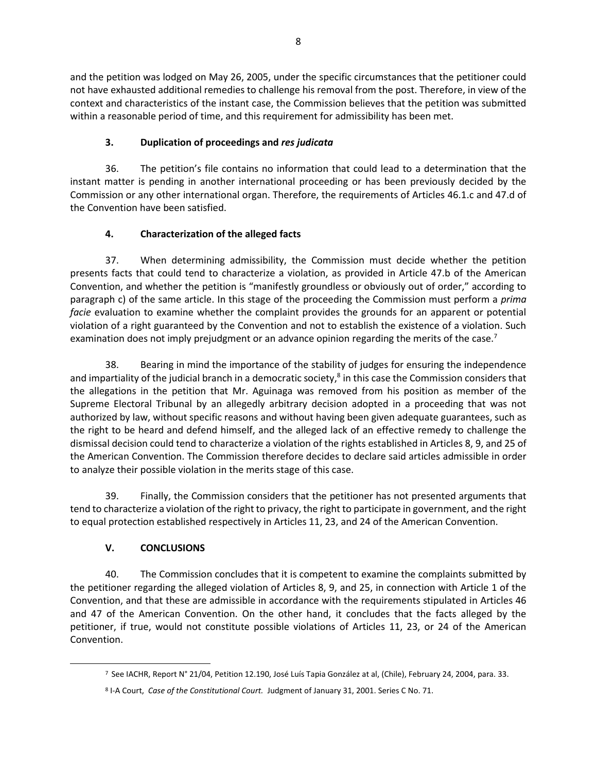and the petition was lodged on May 26, 2005, under the specific circumstances that the petitioner could not have exhausted additional remedies to challenge his removal from the post. Therefore, in view of the context and characteristics of the instant case, the Commission believes that the petition was submitted within a reasonable period of time, and this requirement for admissibility has been met.

### 3. Duplication of proceedings and *res judicata*

36. The petition's file contains no information that could lead to a determination that the instant matter is pending in another international proceeding or has been previously decided by the Commission or any other international organ. Therefore, the requirements of Articles 46.1.c and 47.d of the Convention have been satisfied.

### 4. Characterization of the alleged facts

37. When determining admissibility, the Commission must decide whether the petition presents facts that could tend to characterize a violation, as provided in Article 47.b of the American Convention, and whether the petition is "manifestly groundless or obviously out of order," according to paragraph c) of the same article. In this stage of the proceeding the Commission must perform a *prima facie* evaluation to examine whether the complaint provides the grounds for an apparent or potential violation of a right guaranteed by the Convention and not to establish the existence of a violation. Such examination does not imply prejudgment or an advance opinion regarding the merits of the case.[7]

38. Bearing in mind the importance of the stability of judges for ensuring the independence and impartiality of the judicial branch in a democratic society,[8] in this case the Commission considers that the allegations in the petition that Mr. Aguinaga was removed from his position as member of the Supreme Electoral Tribunal by an allegedly arbitrary decision adopted in a proceeding that was not authorized by law, without specific reasons and without having been given adequate guarantees, such as the right to be heard and defend himself, and the alleged lack of an effective remedy to challenge the dismissal decision could tend to characterize a violation of the rights established in Articles 8, 9, and 25 of the American Convention. The Commission therefore decides to declare said articles admissible in order to analyze their possible violation in the merits stage of this case.

39. Finally, the Commission considers that the petitioner has not presented arguments that tend to characterize a violation of the right to privacy, the right to participate in government, and the right to equal protection established respectively in Articles 11, 23, and 24 of the American Convention.

## V. CONCLUSIONS

40. The Commission concludes that it is competent to examine the complaints submitted by the petitioner regarding the alleged violation of Articles 8, 9, and 25, in connection with Article 1 of the Convention, and that these are admissible in accordance with the requirements stipulated in Articles 46 and 47 of the American Convention. On the other hand, it concludes that the facts alleged by the petitioner, if true, would not constitute possible violations of Articles 11, 23, or 24 of the American Convention.

---

[7] See IACHR, Report N° 21/04, Petition 12.190, José Luís Tapia González at al, (Chile), February 24, 2004, para. 33.

[8] I-A Court, *Case of the Constitutional Court.* Judgment of January 31, 2001. Series C No. 71.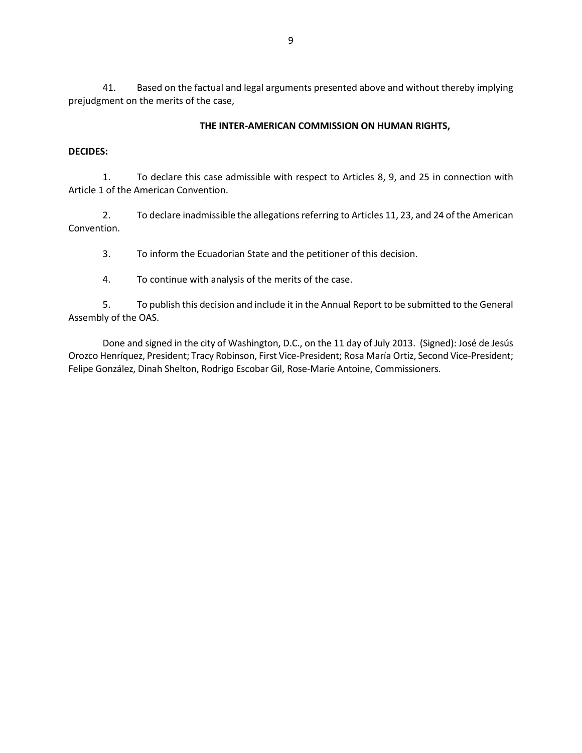41. Based on the factual and legal arguments presented above and without thereby implying prejudgment on the merits of the case,

**THE INTER-AMERICAN COMMISSION ON HUMAN RIGHTS,**

**DECIDES:**

1. To declare this case admissible with respect to Articles 8, 9, and 25 in connection with Article 1 of the American Convention.

2. To declare inadmissible the allegations referring to Articles 11, 23, and 24 of the American Convention.

3. To inform the Ecuadorian State and the petitioner of this decision.

4. To continue with analysis of the merits of the case.

5. To publish this decision and include it in the Annual Report to be submitted to the General Assembly of the OAS.

Done and signed in the city of Washington, D.C., on the 11 day of July 2013. (Signed): José de Jesús Orozco Henríquez, President; Tracy Robinson, First Vice-President; Rosa María Ortiz, Second Vice-President; Felipe González, Dinah Shelton, Rodrigo Escobar Gil, Rose-Marie Antoine, Commissioners.